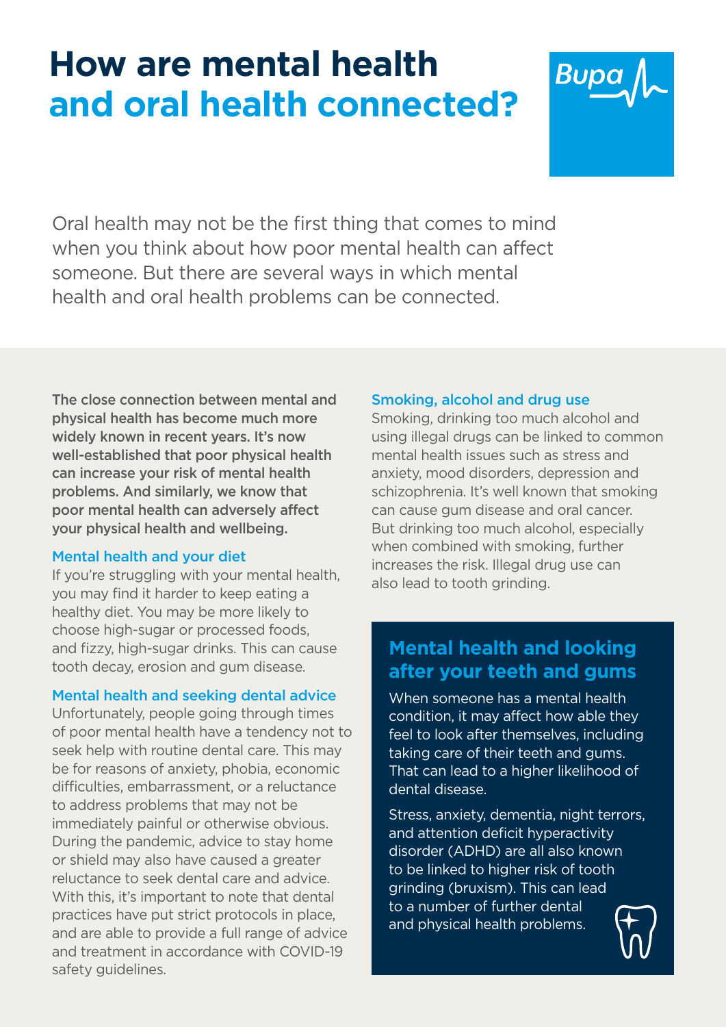# How are mental health and oral health connected?

Oral health may not be the first thing that comes to mind when you think about how poor mental health can affect someone. But there are several ways in which mental health and oral health problems can be connected.

**The close connection between mental and physical health has become much more widely known in recent years. It's now well-established that poor physical health can increase your risk of mental health problems. And similarly, we know that poor mental health can adversely affect your physical health and wellbeing.**

### Mental health and your diet

If you're struggling with your mental health, you may find it harder to keep eating a healthy diet. You may be more likely to choose high-sugar or processed foods, and fizzy, high-sugar drinks. This can cause tooth decay, erosion and gum disease.

### Mental health and seeking dental advice

Unfortunately, people going through times of poor mental health have a tendency not to seek help with routine dental care. This may be for reasons of anxiety, phobia, economic difficulties, embarrassment, or a reluctance to address problems that may not be immediately painful or otherwise obvious. During the pandemic, advice to stay home or shield may also have caused a greater reluctance to seek dental care and advice. With this, it's important to note that dental practices have put strict protocols in place, and are able to provide a full range of advice and treatment in accordance with COVID-19 safety guidelines.

### Smoking, alcohol and drug use

Smoking, drinking too much alcohol and using illegal drugs can be linked to common mental health issues such as stress and anxiety, mood disorders, depression and schizophrenia. It's well known that smoking can cause gum disease and oral cancer. But drinking too much alcohol, especially when combined with smoking, further increases the risk. Illegal drug use can also lead to tooth grinding.

## Mental health and looking after your teeth and gums

When someone has a mental health condition, it may affect how able they feel to look after themselves, including taking care of their teeth and gums. That can lead to a higher likelihood of dental disease.

Stress, anxiety, dementia, night terrors, and attention deficit hyperactivity disorder (ADHD) are all also known to be linked to higher risk of tooth grinding (bruxism). This can lead to a number of further dental and physical health problems.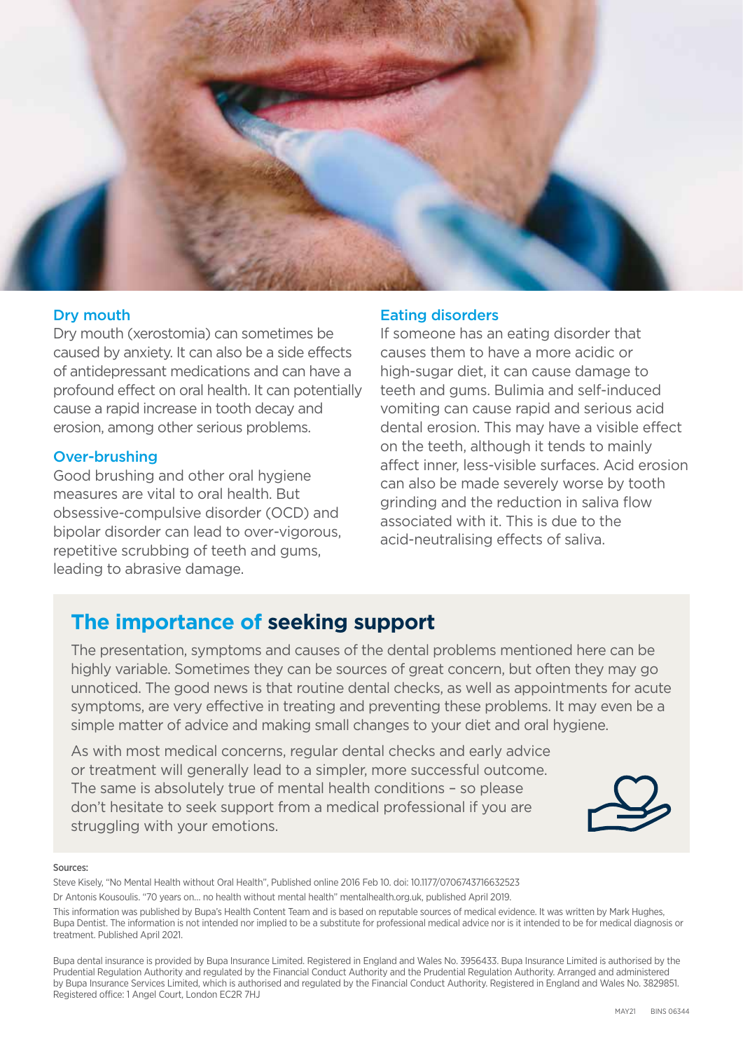### Dry mouth

Dry mouth (xerostomia) can sometimes be caused by anxiety. It can also be a side effects of antidepressant medications and can have a profound effect on oral health. It can potentially cause a rapid increase in tooth decay and erosion, among other serious problems.

### Over-brushing

Good brushing and other oral hygiene measures are vital to oral health. But obsessive-compulsive disorder (OCD) and bipolar disorder can lead to over-vigorous, repetitive scrubbing of teeth and gums, leading to abrasive damage.

### Eating disorders

If someone has an eating disorder that causes them to have a more acidic or high-sugar diet, it can cause damage to teeth and gums. Bulimia and self-induced vomiting can cause rapid and serious acid dental erosion. This may have a visible effect on the teeth, although it tends to mainly affect inner, less-visible surfaces. Acid erosion can also be made severely worse by tooth grinding and the reduction in saliva flow associated with it. This is due to the acid-neutralising effects of saliva.

## The importance of **seeking support**

The presentation, symptoms and causes of the dental problems mentioned here can be highly variable. Sometimes they can be sources of great concern, but often they may go unnoticed. The good news is that routine dental checks, as well as appointments for acute symptoms, are very effective in treating and preventing these problems. It may even be a simple matter of advice and making small changes to your diet and oral hygiene.

As with most medical concerns, regular dental checks and early advice or treatment will generally lead to a simpler, more successful outcome. The same is absolutely true of mental health conditions – so please don't hesitate to seek support from a medical professional if you are struggling with your emotions.

Sources:

Steve Kisely, "No Mental Health without Oral Health", Published online 2016 Feb 10. doi: 10.1177/0706743716632523

Dr Antonis Kousoulis. "70 years on... no health without mental health" mentalhealth.org.uk, published April 2019.

This information was published by Bupa's Health Content Team and is based on reputable sources of medical evidence. It was written by Mark Hughes, Bupa Dentist. The information is not intended nor implied to be a substitute for professional medical advice nor is it intended to be for medical diagnosis or treatment. Published April 2021.

Bupa dental insurance is provided by Bupa Insurance Limited. Registered in England and Wales No. 3956433. Bupa Insurance Limited is authorised by the Prudential Regulation Authority and regulated by the Financial Conduct Authority and the Prudential Regulation Authority. Arranged and administered by Bupa Insurance Services Limited, which is authorised and regulated by the Financial Conduct Authority. Registered in England and Wales No. 3829851. Registered office: 1 Angel Court, London EC2R 7HJ

MAY21 BINS 06344